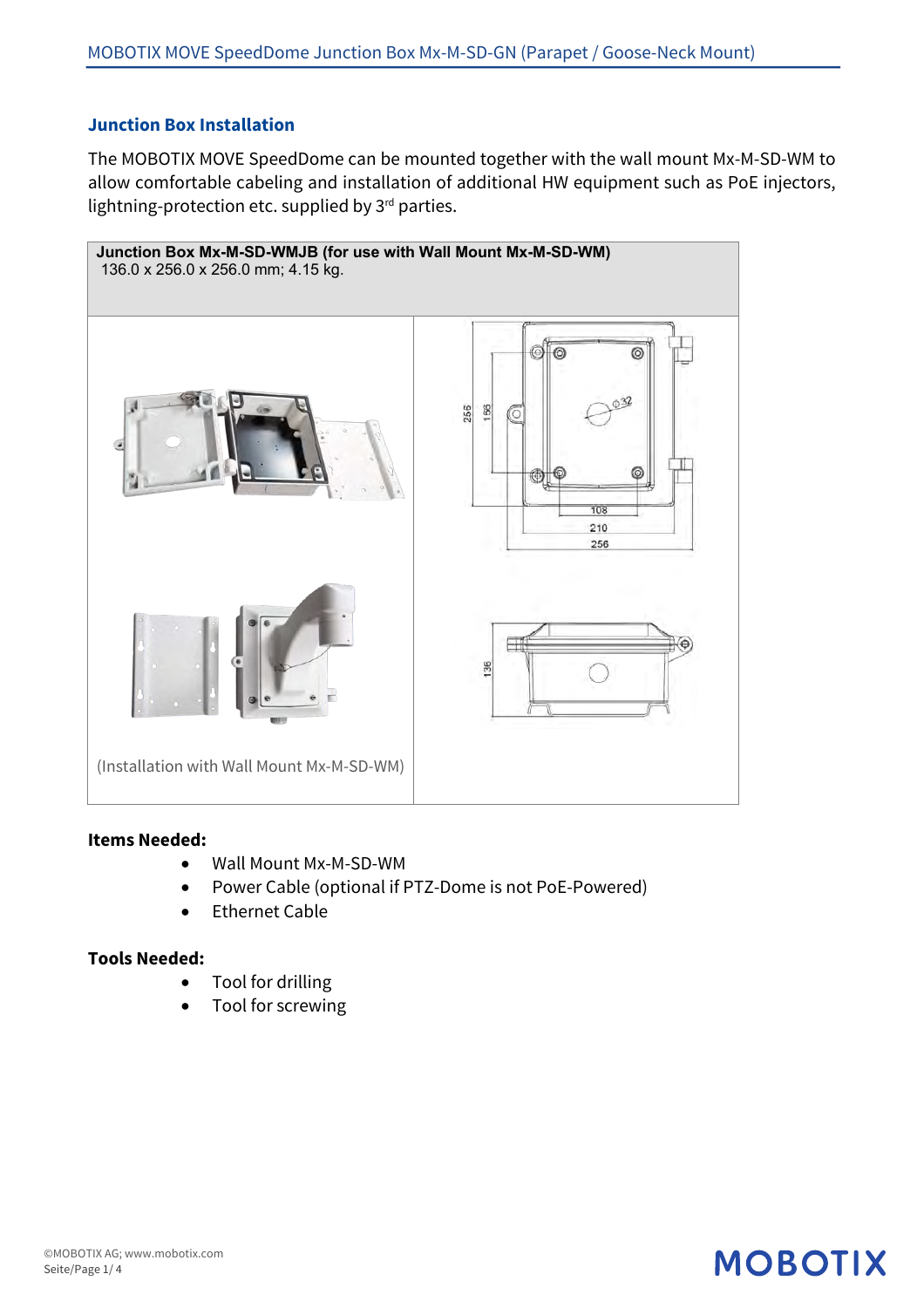## Junction Box Installation

The MOBOTIX MOVE SpeedDome can be mounted together with the wall mount Mx-M-SD-WM to allow comfortable cabeling and installation of additional HW equipment such as PoE injectors, lightning-protection etc. supplied by 3rd parties.

| **Junction Box Mx-M-SD-WMJB (for use with Wall Mount Mx-M-SD-WM)** 136.0 x 256.0 x 256.0 mm; 4.15 kg. | |
|---|---|
| (Installation with Wall Mount Mx-M-SD-WM) | |

**Items Needed:**

- Wall Mount Mx-M-SD-WM
- Power Cable (optional if PTZ-Dome is not PoE-Powered)
- Ethernet Cable

**Tools Needed:**

- Tool for drilling
- Tool for screwing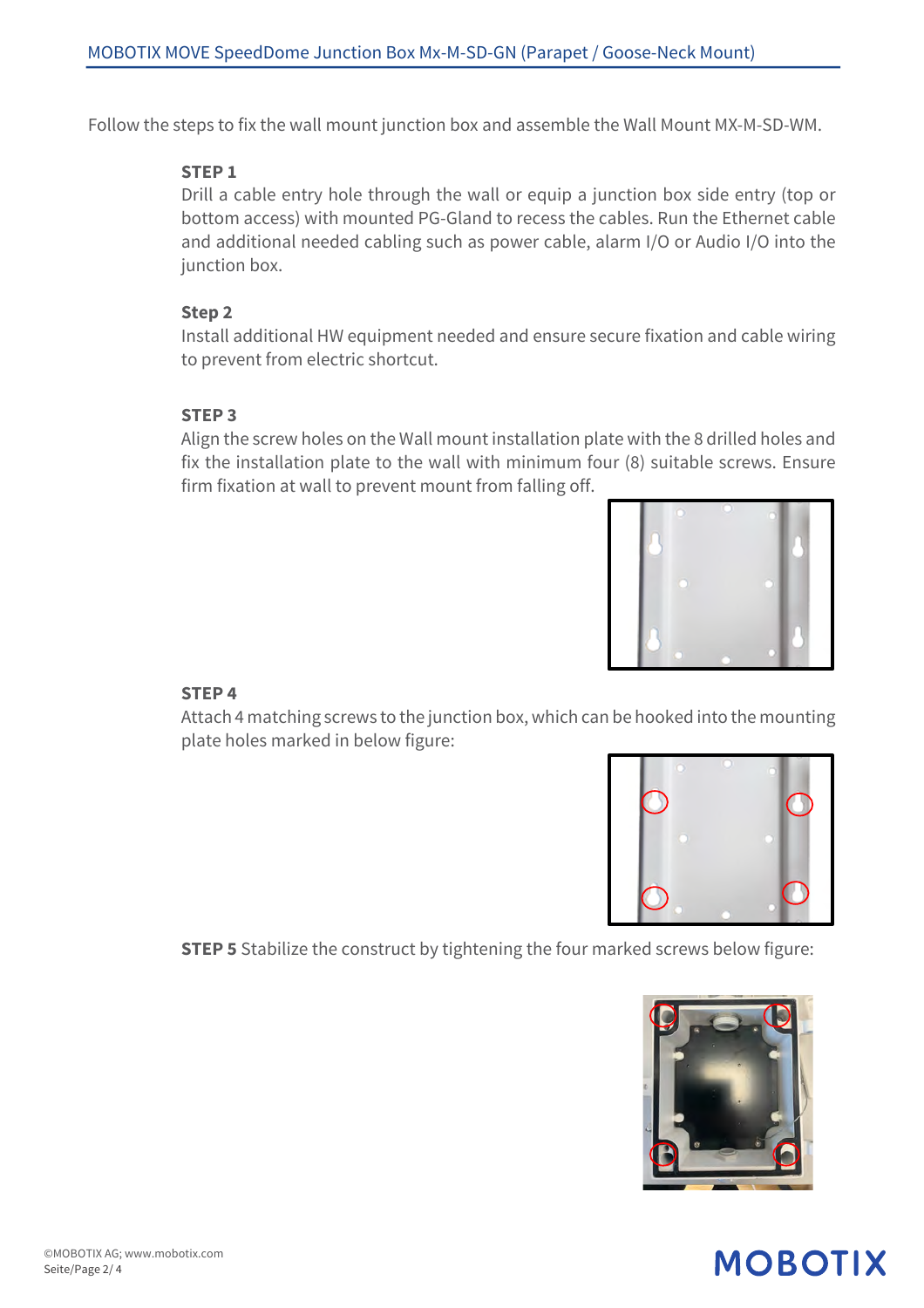Follow the steps to fix the wall mount junction box and assemble the Wall Mount MX-M-SD-WM.

**STEP 1**
Drill a cable entry hole through the wall or equip a junction box side entry (top or bottom access) with mounted PG-Gland to recess the cables. Run the Ethernet cable and additional needed cabling such as power cable, alarm I/O or Audio I/O into the junction box.

**Step 2**
Install additional HW equipment needed and ensure secure fixation and cable wiring to prevent from electric shortcut.

**STEP 3**
Align the screw holes on the Wall mount installation plate with the 8 drilled holes and fix the installation plate to the wall with minimum four (8) suitable screws. Ensure firm fixation at wall to prevent mount from falling off.

**STEP 4**
Attach 4 matching screws to the junction box, which can be hooked into the mounting plate holes marked in below figure:

**STEP 5** Stabilize the construct by tightening the four marked screws below figure: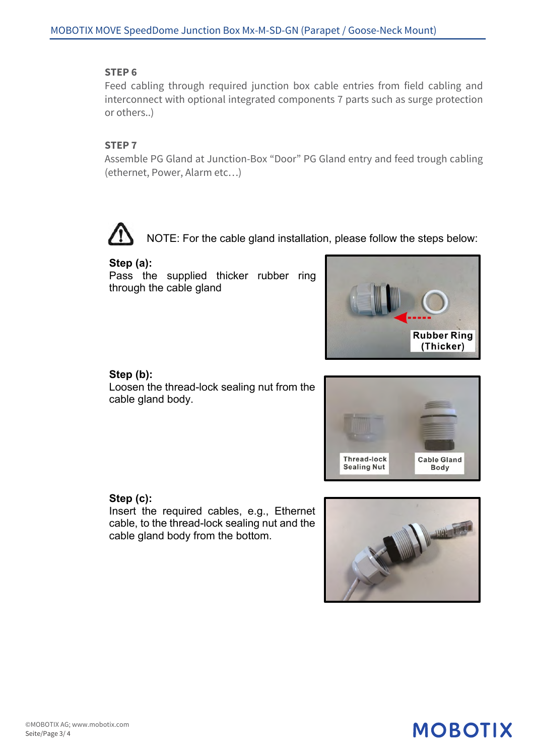### STEP 6

Feed cabling through required junction box cable entries from field cabling and interconnect with optional integrated components 7 parts such as surge protection or others..)

### STEP 7

Assemble PG Gland at Junction-Box “Door” PG Gland entry and feed trough cabling (ethernet, Power, Alarm etc…)

NOTE: For the cable gland installation, please follow the steps below:

**Step (a):**
Pass the supplied thicker rubber ring through the cable gland

Rubber Ring (Thicker)

**Step (b):**
Loosen the thread-lock sealing nut from the cable gland body.

Thread-lock Sealing Nut

Cable Gland Body

**Step (c):**
Insert the required cables, e.g., Ethernet cable, to the thread-lock sealing nut and the cable gland body from the bottom.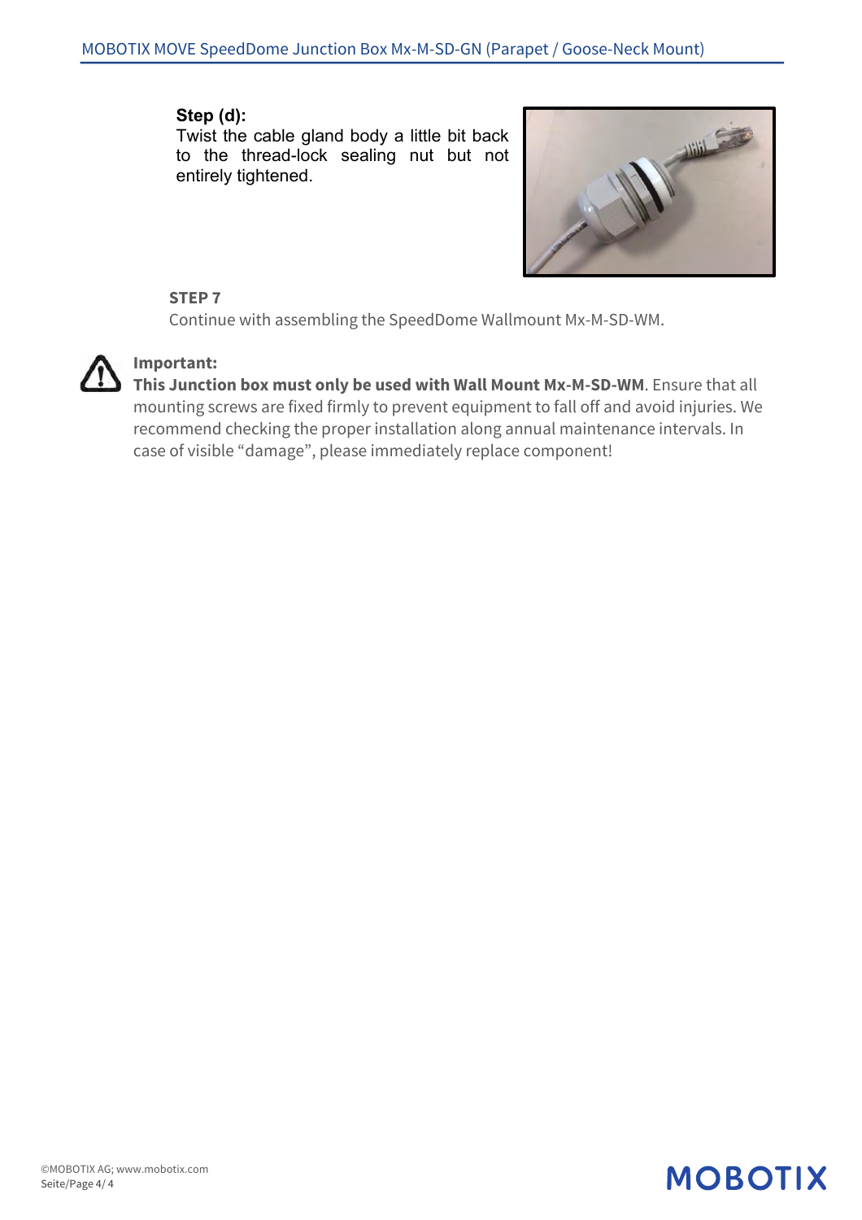**Step (d):**
Twist the cable gland body a little bit back to the thread-lock sealing nut but not entirely tightened.

### STEP 7

Continue with assembling the SpeedDome Wallmount Mx-M-SD-WM.

**Important:**
**This Junction box must only be used with Wall Mount Mx-M-SD-WM**. Ensure that all mounting screws are fixed firmly to prevent equipment to fall off and avoid injuries. We recommend checking the proper installation along annual maintenance intervals. In case of visible “damage”, please immediately replace component!